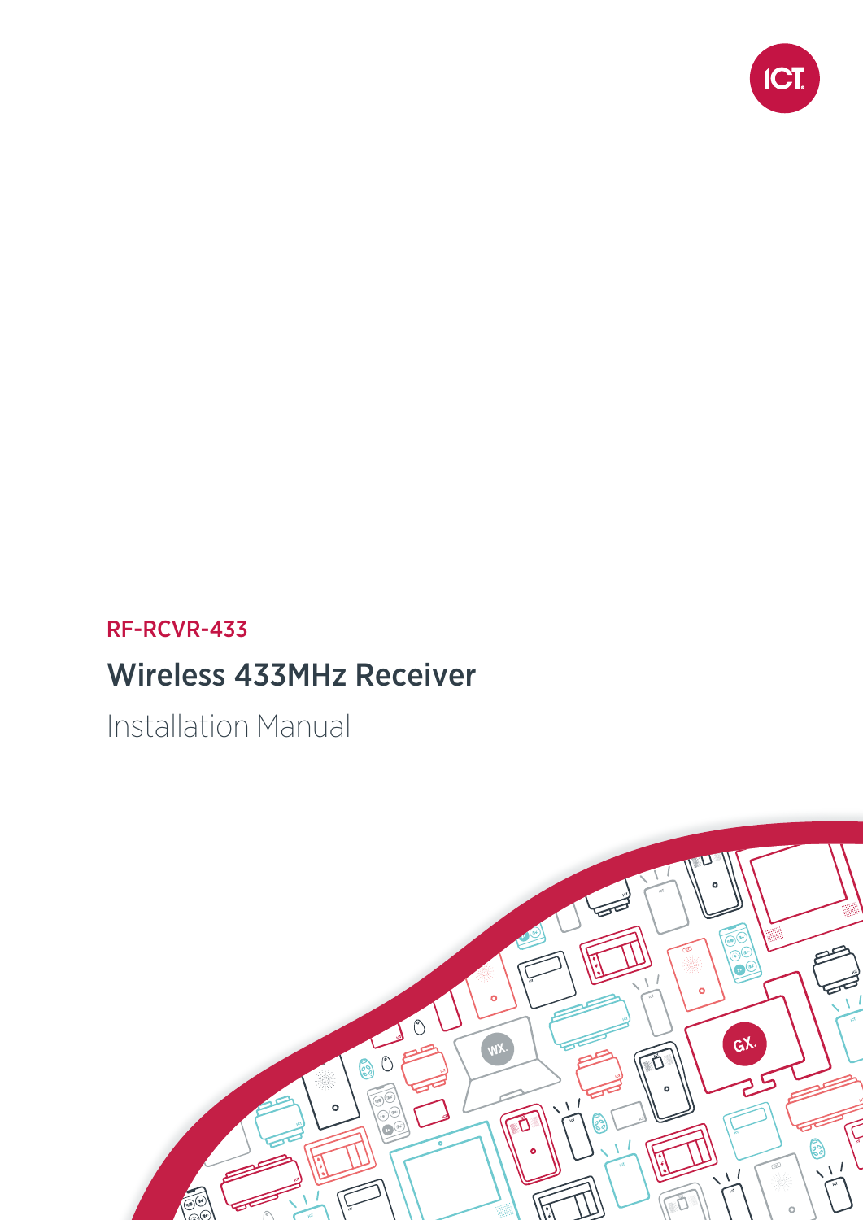RF-RCVR-433

# Wireless 433MHz Receiver

Installation Manual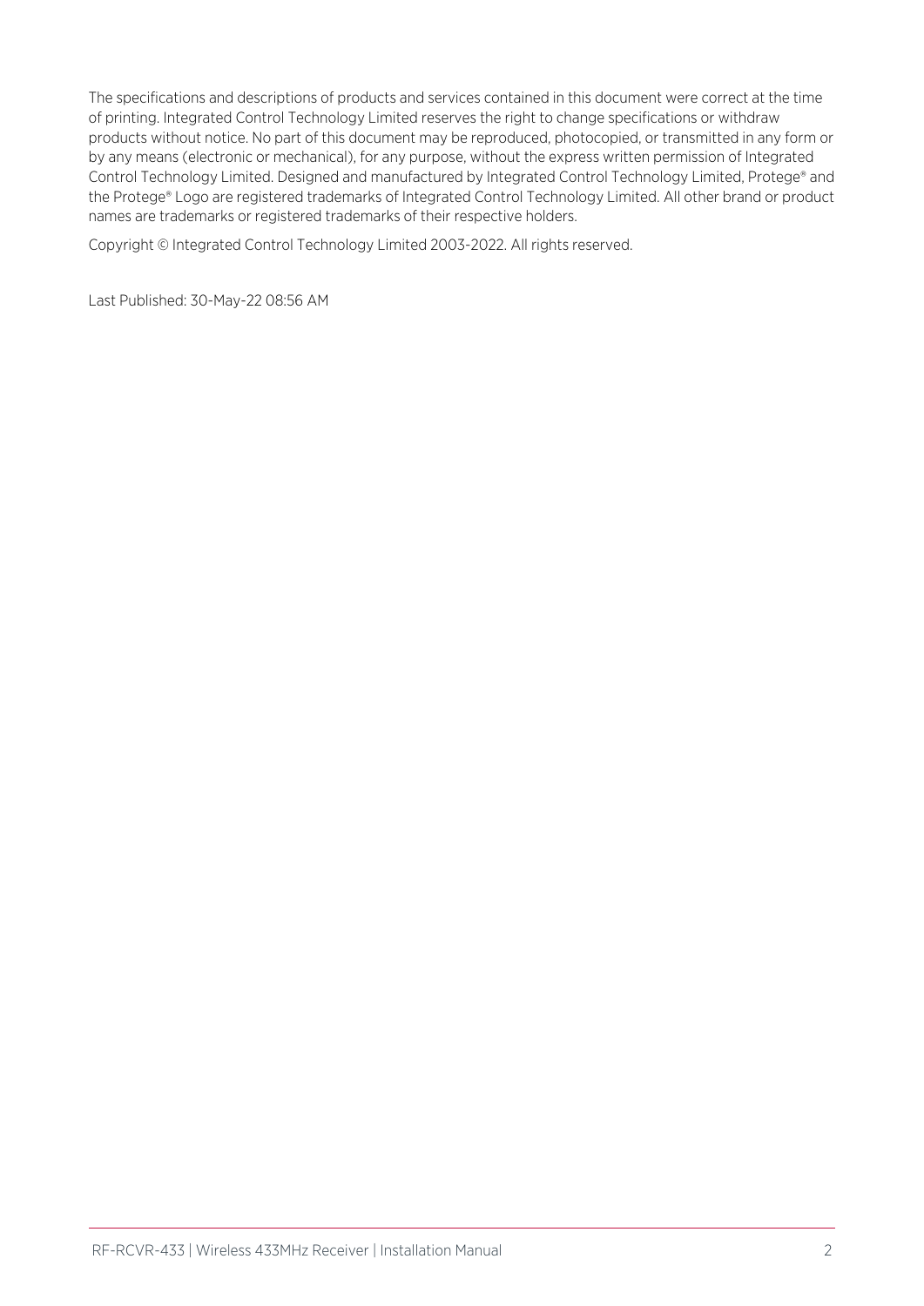The specifications and descriptions of products and services contained in this document were correct at the time of printing. Integrated Control Technology Limited reserves the right to change specifications or withdraw products without notice. No part of this document may be reproduced, photocopied, or transmitted in any form or by any means (electronic or mechanical), for any purpose, without the express written permission of Integrated Control Technology Limited. Designed and manufactured by Integrated Control Technology Limited, Protege® and the Protege® Logo are registered trademarks of Integrated Control Technology Limited. All other brand or product names are trademarks or registered trademarks of their respective holders.

Copyright © Integrated Control Technology Limited 2003-2022. All rights reserved.

Last Published: 30-May-22 08:56 AM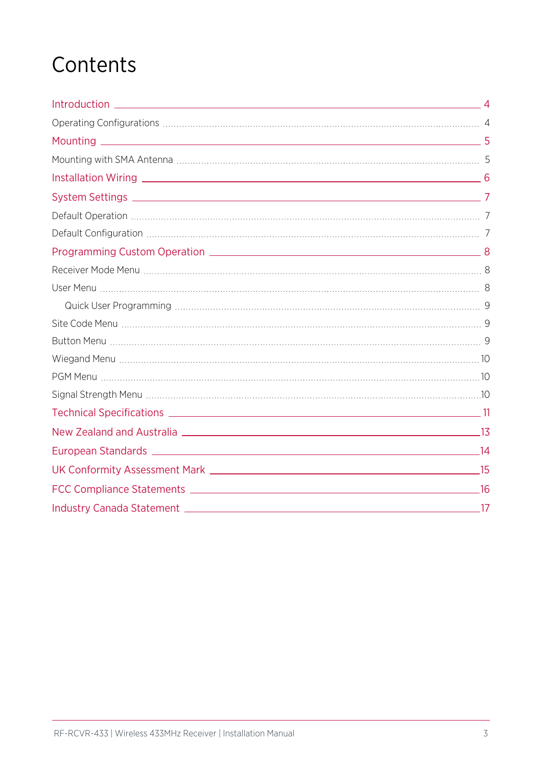# Contents

| | |
|---|---|
| Introduction | 4 |
| Operating Configurations | 4 |
| Mounting | 5 |
| Mounting with SMA Antenna | 5 |
| Installation Wiring | 6 |
| System Settings | 7 |
| Default Operation | 7 |
| Default Configuration | 7 |
| Programming Custom Operation | 8 |
| Receiver Mode Menu | 8 |
| User Menu | 8 |
| Quick User Programming | 9 |
| Site Code Menu | 9 |
| Button Menu | 9 |
| Wiegand Menu | 10 |
| PGM Menu | 10 |
| Signal Strength Menu | 10 |
| Technical Specifications | 11 |
| New Zealand and Australia | 13 |
| European Standards | 14 |
| UK Conformity Assessment Mark | 15 |
| FCC Compliance Statements | 16 |
| Industry Canada Statement | 17 |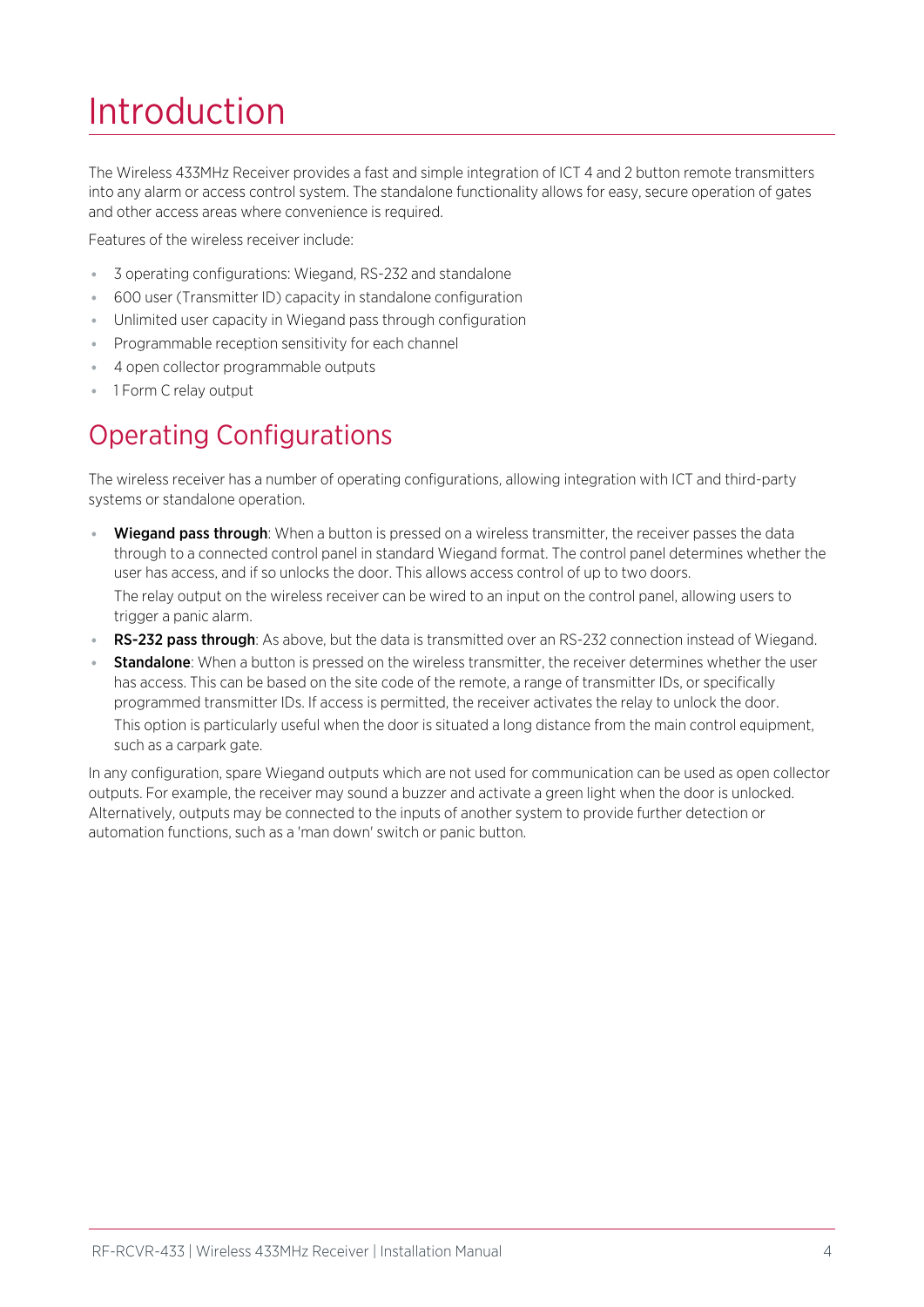# Introduction

The Wireless 433MHz Receiver provides a fast and simple integration of ICT 4 and 2 button remote transmitters into any alarm or access control system. The standalone functionality allows for easy, secure operation of gates and other access areas where convenience is required.

Features of the wireless receiver include:

- 3 operating configurations: Wiegand, RS-232 and standalone
- 600 user (Transmitter ID) capacity in standalone configuration
- Unlimited user capacity in Wiegand pass through configuration
- Programmable reception sensitivity for each channel
- 4 open collector programmable outputs
- 1 Form C relay output

## Operating Configurations

The wireless receiver has a number of operating configurations, allowing integration with ICT and third-party systems or standalone operation.

- **Wiegand pass through**: When a button is pressed on a wireless transmitter, the receiver passes the data through to a connected control panel in standard Wiegand format. The control panel determines whether the user has access, and if so unlocks the door. This allows access control of up to two doors.

  The relay output on the wireless receiver can be wired to an input on the control panel, allowing users to trigger a panic alarm.
- **RS-232 pass through**: As above, but the data is transmitted over an RS-232 connection instead of Wiegand.
- **Standalone**: When a button is pressed on the wireless transmitter, the receiver determines whether the user has access. This can be based on the site code of the remote, a range of transmitter IDs, or specifically programmed transmitter IDs. If access is permitted, the receiver activates the relay to unlock the door.

  This option is particularly useful when the door is situated a long distance from the main control equipment, such as a carpark gate.

In any configuration, spare Wiegand outputs which are not used for communication can be used as open collector outputs. For example, the receiver may sound a buzzer and activate a green light when the door is unlocked. Alternatively, outputs may be connected to the inputs of another system to provide further detection or automation functions, such as a 'man down' switch or panic button.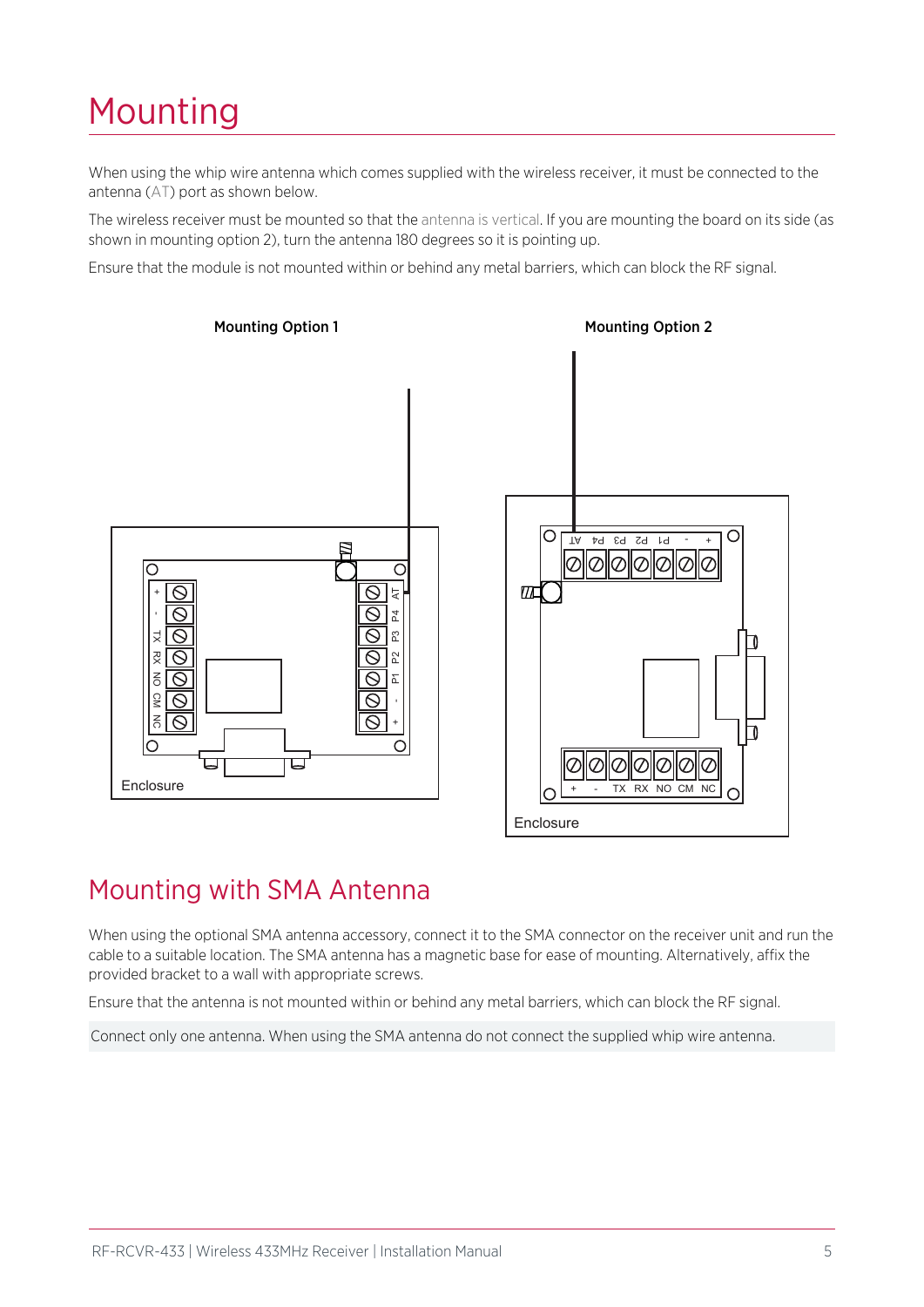# Mounting

When using the whip wire antenna which comes supplied with the wireless receiver, it must be connected to the antenna (AT) port as shown below.

The wireless receiver must be mounted so that the antenna is vertical. If you are mounting the board on its side (as shown in mounting option 2), turn the antenna 180 degrees so it is pointing up.

Ensure that the module is not mounted within or behind any metal barriers, which can block the RF signal.

**Mounting Option 1**

**Mounting Option 2**

# Mounting with SMA Antenna

When using the optional SMA antenna accessory, connect it to the SMA connector on the receiver unit and run the cable to a suitable location. The SMA antenna has a magnetic base for ease of mounting. Alternatively, affix the provided bracket to a wall with appropriate screws.

Ensure that the antenna is not mounted within or behind any metal barriers, which can block the RF signal.

Connect only one antenna. When using the SMA antenna do not connect the supplied whip wire antenna.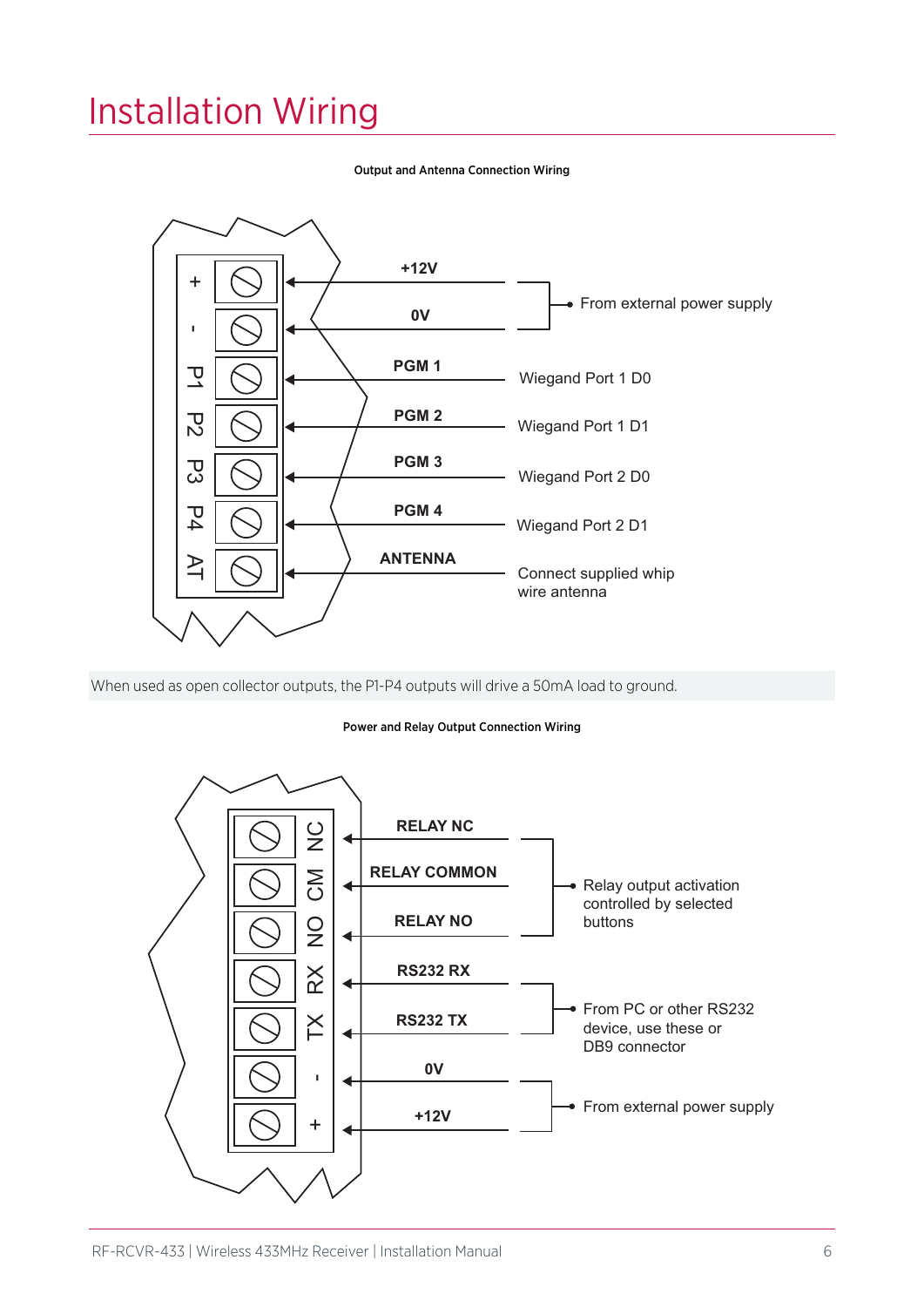# Installation Wiring

**Output and Antenna Connection Wiring**

| Terminal | Connection | Description |
| --- | --- | --- |
| + | +12V | From external power supply |
| - | 0V | From external power supply |
| P1 | PGM 1 | Wiegand Port 1 D0 |
| P2 | PGM 2 | Wiegand Port 1 D1 |
| P3 | PGM 3 | Wiegand Port 2 D0 |
| P4 | PGM 4 | Wiegand Port 2 D1 |
| AT | ANTENNA | Connect supplied whip wire antenna |

When used as open collector outputs, the P1-P4 outputs will drive a 50mA load to ground.

**Power and Relay Output Connection Wiring**

| Terminal | Connection | Description |
| --- | --- | --- |
| NC | RELAY NC | Relay output activation controlled by selected buttons |
| CM | RELAY COMMON | Relay output activation controlled by selected buttons |
| NO | RELAY NO | Relay output activation controlled by selected buttons |
| RX | RS232 RX | From PC or other RS232 device, use these or DB9 connector |
| TX | RS232 TX | From PC or other RS232 device, use these or DB9 connector |
| - | 0V | From external power supply |
| + | +12V | From external power supply |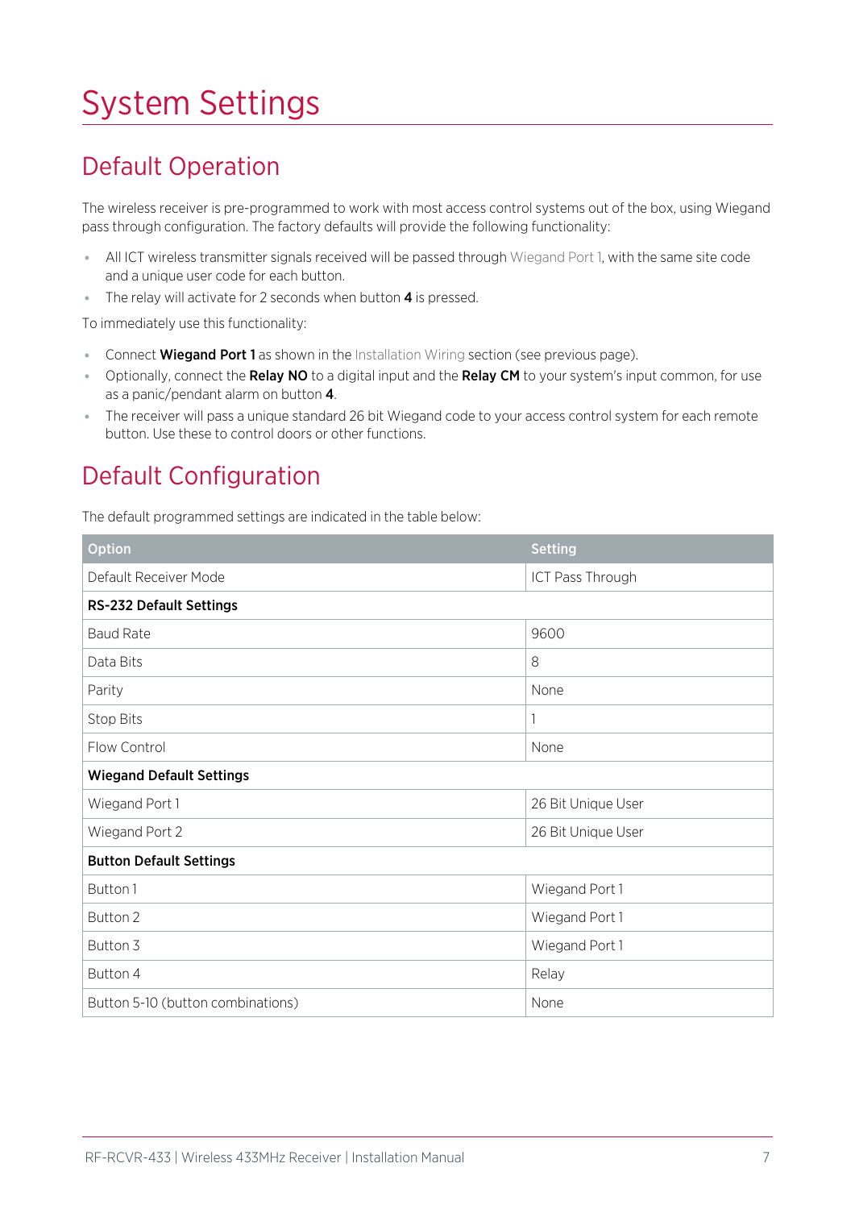# System Settings

## Default Operation

The wireless receiver is pre-programmed to work with most access control systems out of the box, using Wiegand pass through configuration. The factory defaults will provide the following functionality:

- All ICT wireless transmitter signals received will be passed through Wiegand Port 1, with the same site code and a unique user code for each button.
- The relay will activate for 2 seconds when button **4** is pressed.

To immediately use this functionality:

- Connect **Wiegand Port 1** as shown in the Installation Wiring section (see previous page).
- Optionally, connect the **Relay NO** to a digital input and the **Relay CM** to your system's input common, for use as a panic/pendant alarm on button **4**.
- The receiver will pass a unique standard 26 bit Wiegand code to your access control system for each remote button. Use these to control doors or other functions.

## Default Configuration

The default programmed settings are indicated in the table below:

| Option | Setting |
|---|---|
| Default Receiver Mode | ICT Pass Through |
| **RS-232 Default Settings** | |
| Baud Rate | 9600 |
| Data Bits | 8 |
| Parity | None |
| Stop Bits | 1 |
| Flow Control | None |
| **Wiegand Default Settings** | |
| Wiegand Port 1 | 26 Bit Unique User |
| Wiegand Port 2 | 26 Bit Unique User |
| **Button Default Settings** | |
| Button 1 | Wiegand Port 1 |
| Button 2 | Wiegand Port 1 |
| Button 3 | Wiegand Port 1 |
| Button 4 | Relay |
| Button 5-10 (button combinations) | None |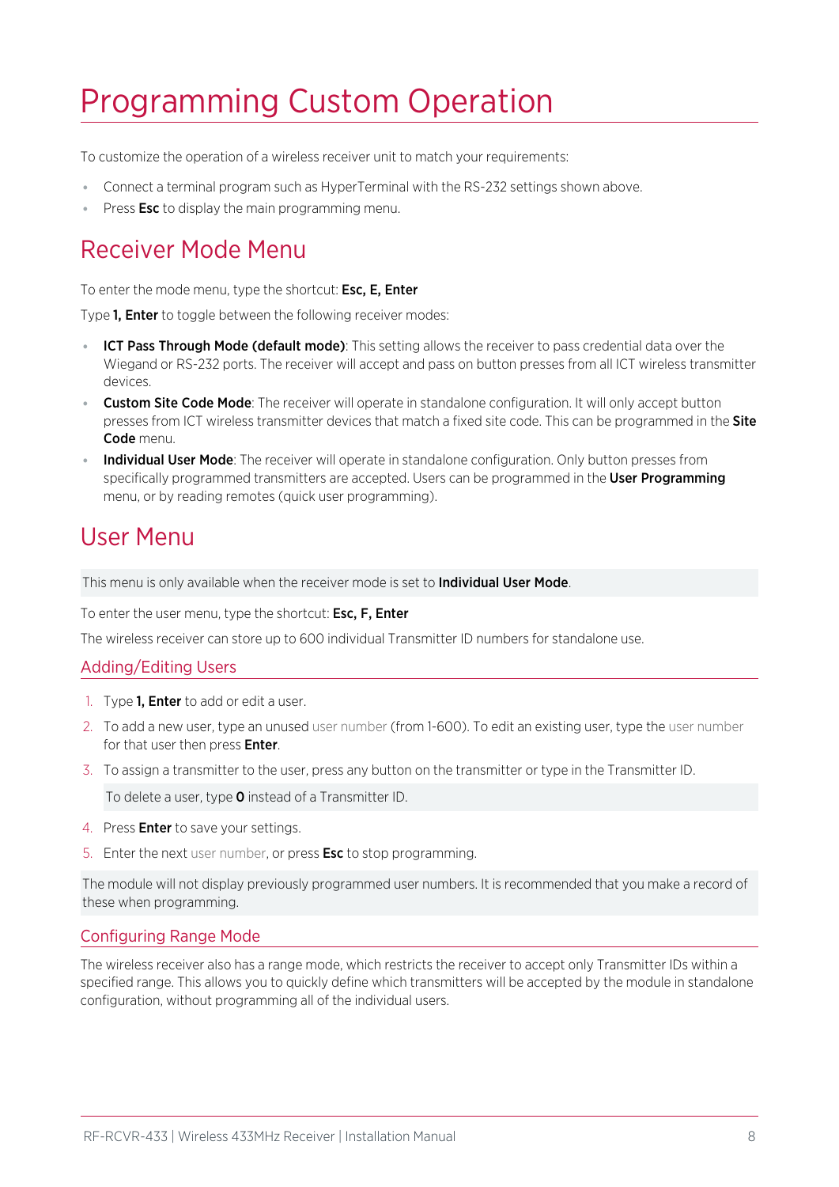# Programming Custom Operation

To customize the operation of a wireless receiver unit to match your requirements:

- Connect a terminal program such as HyperTerminal with the RS-232 settings shown above.
- Press **Esc** to display the main programming menu.

## Receiver Mode Menu

To enter the mode menu, type the shortcut: **Esc, E, Enter**

Type **1, Enter** to toggle between the following receiver modes:

- **ICT Pass Through Mode (default mode)**: This setting allows the receiver to pass credential data over the Wiegand or RS-232 ports. The receiver will accept and pass on button presses from all ICT wireless transmitter devices.
- **Custom Site Code Mode**: The receiver will operate in standalone configuration. It will only accept button presses from ICT wireless transmitter devices that match a fixed site code. This can be programmed in the **Site Code** menu.
- **Individual User Mode**: The receiver will operate in standalone configuration. Only button presses from specifically programmed transmitters are accepted. Users can be programmed in the **User Programming** menu, or by reading remotes (quick user programming).

## User Menu

This menu is only available when the receiver mode is set to **Individual User Mode**.

To enter the user menu, type the shortcut: **Esc, F, Enter**

The wireless receiver can store up to 600 individual Transmitter ID numbers for standalone use.

### Adding/Editing Users

1. Type **1, Enter** to add or edit a user.
2. To add a new user, type an unused user number (from 1-600). To edit an existing user, type the user number for that user then press **Enter**.
3. To assign a transmitter to the user, press any button on the transmitter or type in the Transmitter ID.

   To delete a user, type **0** instead of a Transmitter ID.
4. Press **Enter** to save your settings.
5. Enter the next user number, or press **Esc** to stop programming.

The module will not display previously programmed user numbers. It is recommended that you make a record of these when programming.

### Configuring Range Mode

The wireless receiver also has a range mode, which restricts the receiver to accept only Transmitter IDs within a specified range. This allows you to quickly define which transmitters will be accepted by the module in standalone configuration, without programming all of the individual users.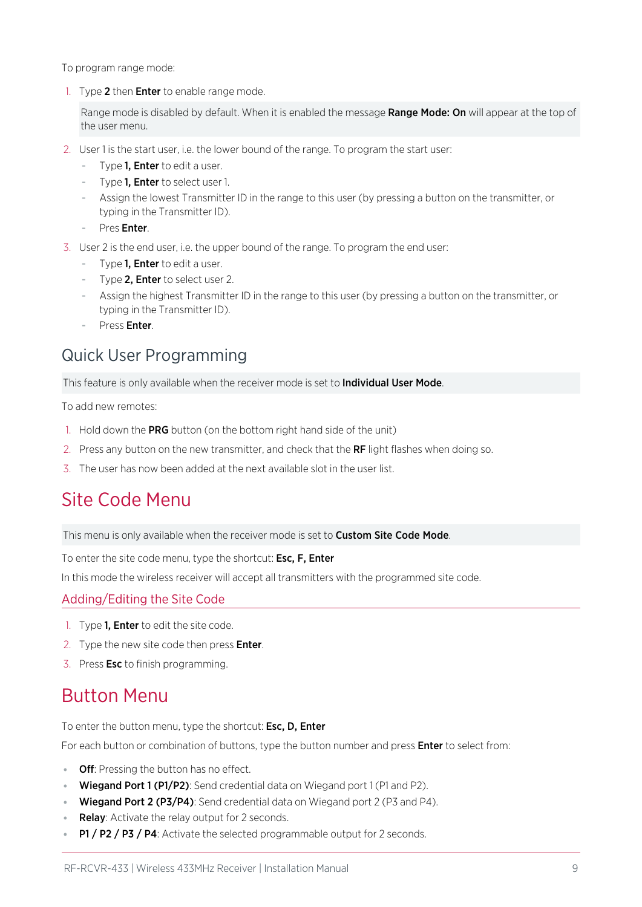To program range mode:

1. Type **2** then **Enter** to enable range mode.

   Range mode is disabled by default. When it is enabled the message **Range Mode: On** will appear at the top of the user menu.

2. User 1 is the start user, i.e. the lower bound of the range. To program the start user:
   - Type **1, Enter** to edit a user.
   - Type **1, Enter** to select user 1.
   - Assign the lowest Transmitter ID in the range to this user (by pressing a button on the transmitter, or typing in the Transmitter ID).
   - Pres **Enter**.
3. User 2 is the end user, i.e. the upper bound of the range. To program the end user:
   - Type **1, Enter** to edit a user.
   - Type **2, Enter** to select user 2.
   - Assign the highest Transmitter ID in the range to this user (by pressing a button on the transmitter, or typing in the Transmitter ID).
   - Press **Enter**.

## Quick User Programming

This feature is only available when the receiver mode is set to **Individual User Mode**.

To add new remotes:

1. Hold down the **PRG** button (on the bottom right hand side of the unit)
2. Press any button on the new transmitter, and check that the **RF** light flashes when doing so.
3. The user has now been added at the next available slot in the user list.

# Site Code Menu

This menu is only available when the receiver mode is set to **Custom Site Code Mode**.

To enter the site code menu, type the shortcut: **Esc, F, Enter**

In this mode the wireless receiver will accept all transmitters with the programmed site code.

### Adding/Editing the Site Code

1. Type **1, Enter** to edit the site code.
2. Type the new site code then press **Enter**.
3. Press **Esc** to finish programming.

# Button Menu

To enter the button menu, type the shortcut: **Esc, D, Enter**

For each button or combination of buttons, type the button number and press **Enter** to select from:

- **Off**: Pressing the button has no effect.
- **Wiegand Port 1 (P1/P2)**: Send credential data on Wiegand port 1 (P1 and P2).
- **Wiegand Port 2 (P3/P4)**: Send credential data on Wiegand port 2 (P3 and P4).
- **Relay**: Activate the relay output for 2 seconds.
- **P1 / P2 / P3 / P4**: Activate the selected programmable output for 2 seconds.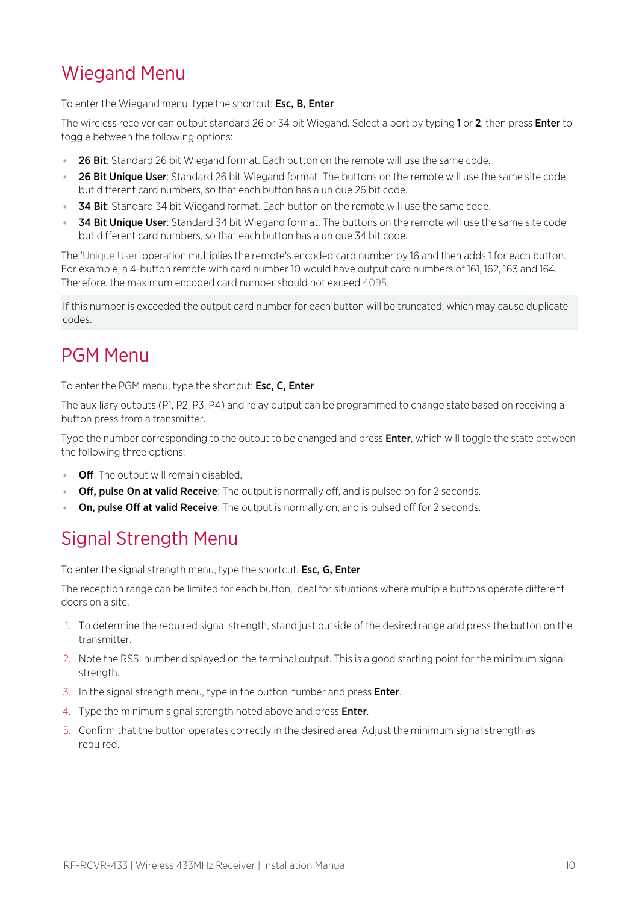# Wiegand Menu

To enter the Wiegand menu, type the shortcut: **Esc, B, Enter**

The wireless receiver can output standard 26 or 34 bit Wiegand. Select a port by typing **1** or **2**, then press **Enter** to toggle between the following options:

- **26 Bit**: Standard 26 bit Wiegand format. Each button on the remote will use the same code.
- **26 Bit Unique User**: Standard 26 bit Wiegand format. The buttons on the remote will use the same site code but different card numbers, so that each button has a unique 26 bit code.
- **34 Bit**: Standard 34 bit Wiegand format. Each button on the remote will use the same code.
- **34 Bit Unique User**: Standard 34 bit Wiegand format. The buttons on the remote will use the same site code but different card numbers, so that each button has a unique 34 bit code.

The 'Unique User' operation multiplies the remote's encoded card number by 16 and then adds 1 for each button. For example, a 4-button remote with card number 10 would have output card numbers of 161, 162, 163 and 164. Therefore, the maximum encoded card number should not exceed 4095.

If this number is exceeded the output card number for each button will be truncated, which may cause duplicate codes.

# PGM Menu

To enter the PGM menu, type the shortcut: **Esc, C, Enter**

The auxiliary outputs (P1, P2, P3, P4) and relay output can be programmed to change state based on receiving a button press from a transmitter.

Type the number corresponding to the output to be changed and press **Enter**, which will toggle the state between the following three options:

- **Off**: The output will remain disabled.
- **Off, pulse On at valid Receive**: The output is normally off, and is pulsed on for 2 seconds.
- **On, pulse Off at valid Receive**: The output is normally on, and is pulsed off for 2 seconds.

# Signal Strength Menu

To enter the signal strength menu, type the shortcut: **Esc, G, Enter**

The reception range can be limited for each button, ideal for situations where multiple buttons operate different doors on a site.

1. To determine the required signal strength, stand just outside of the desired range and press the button on the transmitter.
2. Note the RSSI number displayed on the terminal output. This is a good starting point for the minimum signal strength.
3. In the signal strength menu, type in the button number and press **Enter**.
4. Type the minimum signal strength noted above and press **Enter**.
5. Confirm that the button operates correctly in the desired area. Adjust the minimum signal strength as required.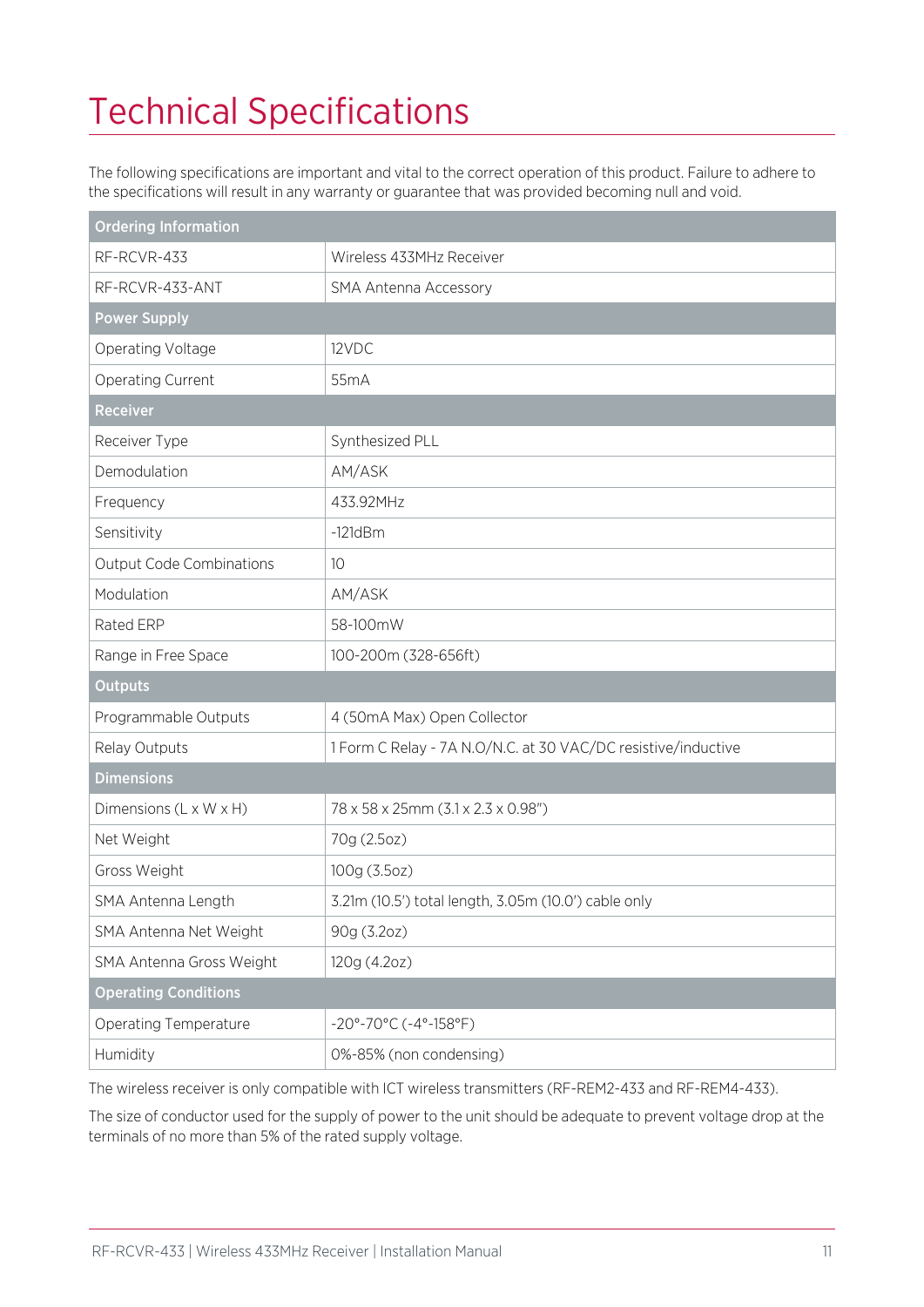# Technical Specifications

The following specifications are important and vital to the correct operation of this product. Failure to adhere to the specifications will result in any warranty or guarantee that was provided becoming null and void.

| **Ordering Information** | |
|---|---|
| RF-RCVR-433 | Wireless 433MHz Receiver |
| RF-RCVR-433-ANT | SMA Antenna Accessory |
| **Power Supply** | |
| Operating Voltage | 12VDC |
| Operating Current | 55mA |
| **Receiver** | |
| Receiver Type | Synthesized PLL |
| Demodulation | AM/ASK |
| Frequency | 433.92MHz |
| Sensitivity | -121dBm |
| Output Code Combinations | 10 |
| Modulation | AM/ASK |
| Rated ERP | 58-100mW |
| Range in Free Space | 100-200m (328-656ft) |
| **Outputs** | |
| Programmable Outputs | 4 (50mA Max) Open Collector |
| Relay Outputs | 1 Form C Relay - 7A N.O/N.C. at 30 VAC/DC resistive/inductive |
| **Dimensions** | |
| Dimensions (L x W x H) | 78 x 58 x 25mm (3.1 x 2.3 x 0.98") |
| Net Weight | 70g (2.5oz) |
| Gross Weight | 100g (3.5oz) |
| SMA Antenna Length | 3.21m (10.5') total length, 3.05m (10.0') cable only |
| SMA Antenna Net Weight | 90g (3.2oz) |
| SMA Antenna Gross Weight | 120g (4.2oz) |
| **Operating Conditions** | |
| Operating Temperature | -20°-70°C (-4°-158°F) |
| Humidity | 0%-85% (non condensing) |

The wireless receiver is only compatible with ICT wireless transmitters (RF-REM2-433 and RF-REM4-433).

The size of conductor used for the supply of power to the unit should be adequate to prevent voltage drop at the terminals of no more than 5% of the rated supply voltage.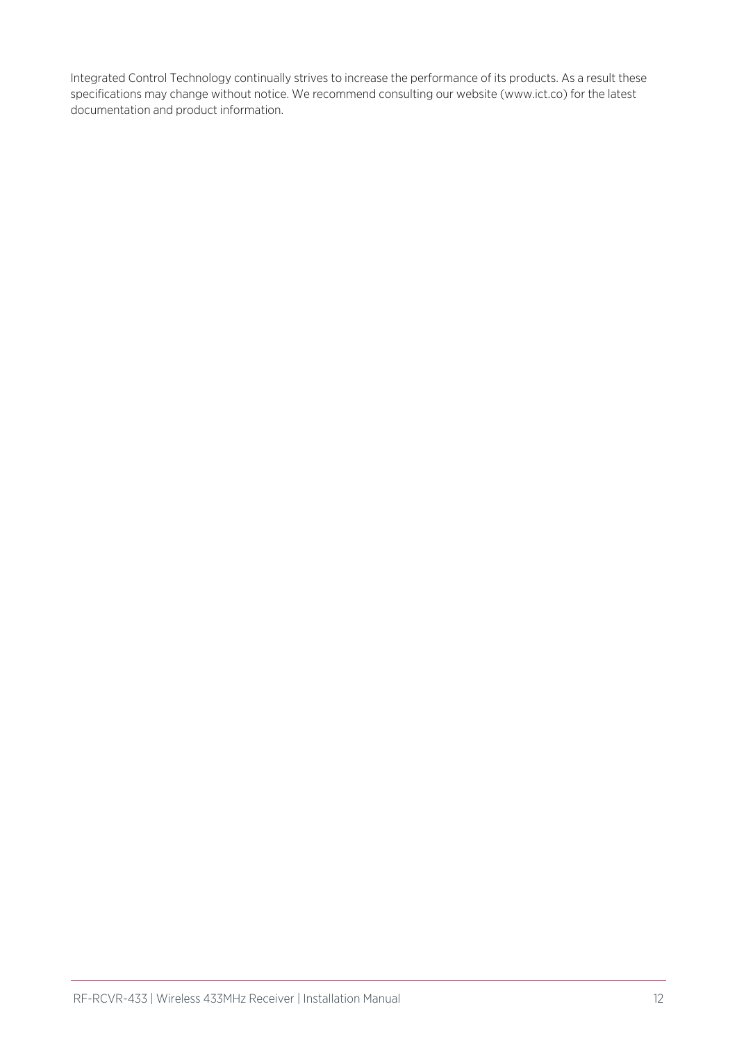Integrated Control Technology continually strives to increase the performance of its products. As a result these specifications may change without notice. We recommend consulting our website (www.ict.co) for the latest documentation and product information.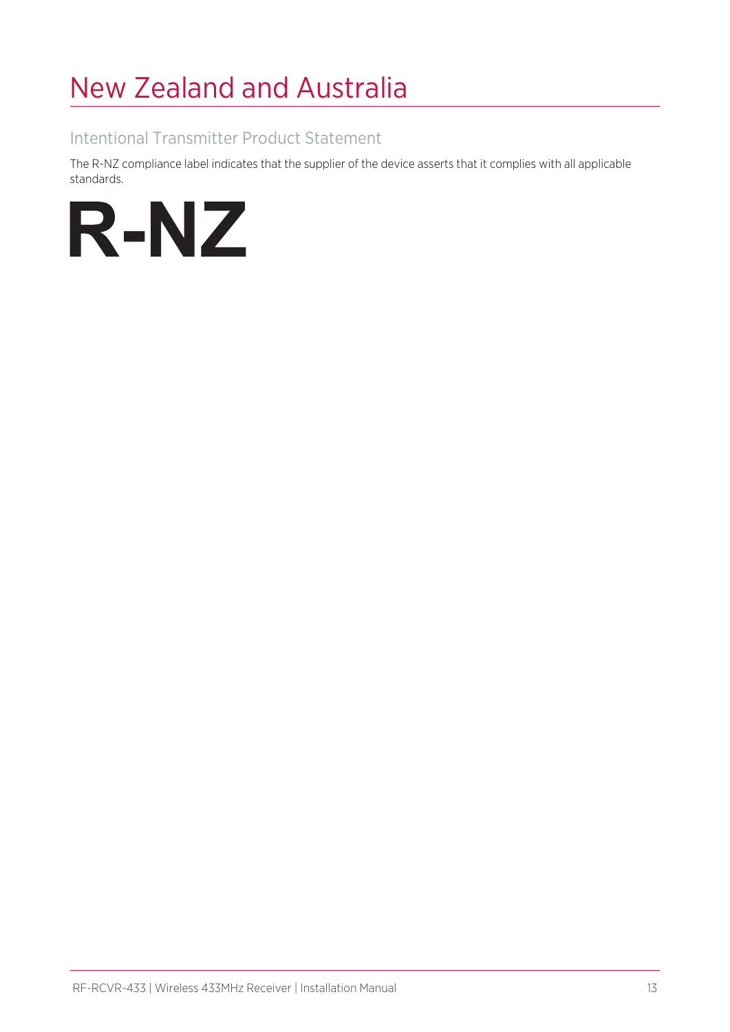# New Zealand and Australia

## Intentional Transmitter Product Statement

The R-NZ compliance label indicates that the supplier of the device asserts that it complies with all applicable standards.

**R-NZ**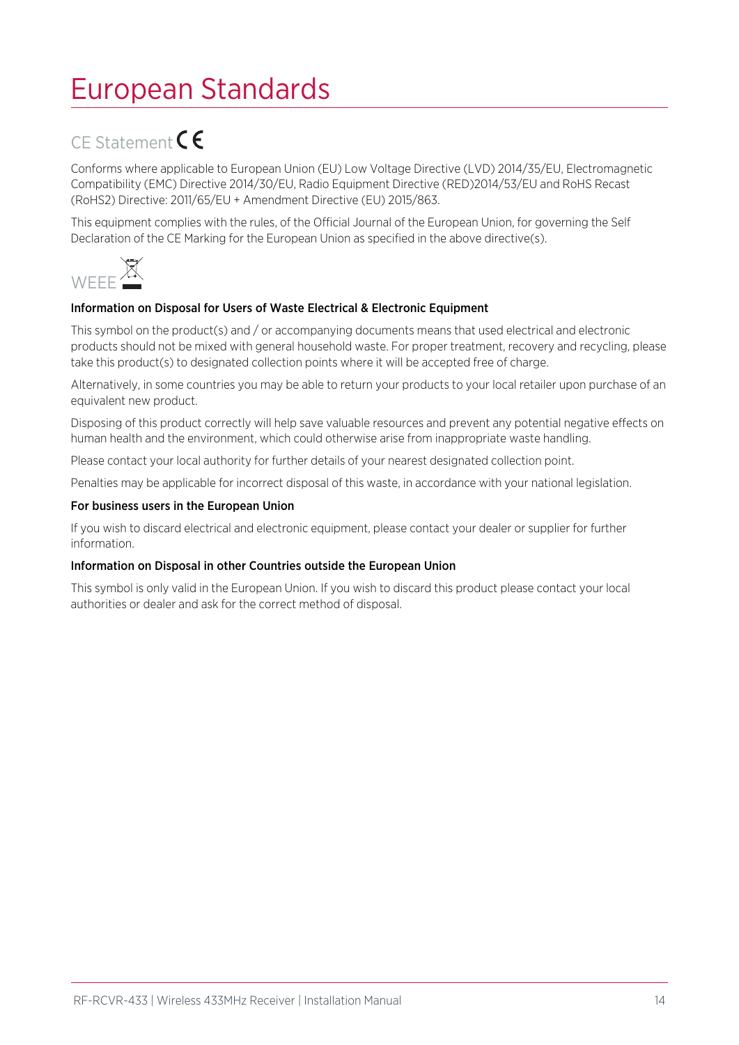# European Standards

## CE Statement CE

Conforms where applicable to European Union (EU) Low Voltage Directive (LVD) 2014/35/EU, Electromagnetic Compatibility (EMC) Directive 2014/30/EU, Radio Equipment Directive (RED)2014/53/EU and RoHS Recast (RoHS2) Directive: 2011/65/EU + Amendment Directive (EU) 2015/863.

This equipment complies with the rules, of the Official Journal of the European Union, for governing the Self Declaration of the CE Marking for the European Union as specified in the above directive(s).

## WEEE

**Information on Disposal for Users of Waste Electrical & Electronic Equipment**

This symbol on the product(s) and / or accompanying documents means that used electrical and electronic products should not be mixed with general household waste. For proper treatment, recovery and recycling, please take this product(s) to designated collection points where it will be accepted free of charge.

Alternatively, in some countries you may be able to return your products to your local retailer upon purchase of an equivalent new product.

Disposing of this product correctly will help save valuable resources and prevent any potential negative effects on human health and the environment, which could otherwise arise from inappropriate waste handling.

Please contact your local authority for further details of your nearest designated collection point.

Penalties may be applicable for incorrect disposal of this waste, in accordance with your national legislation.

**For business users in the European Union**

If you wish to discard electrical and electronic equipment, please contact your dealer or supplier for further information.

**Information on Disposal in other Countries outside the European Union**

This symbol is only valid in the European Union. If you wish to discard this product please contact your local authorities or dealer and ask for the correct method of disposal.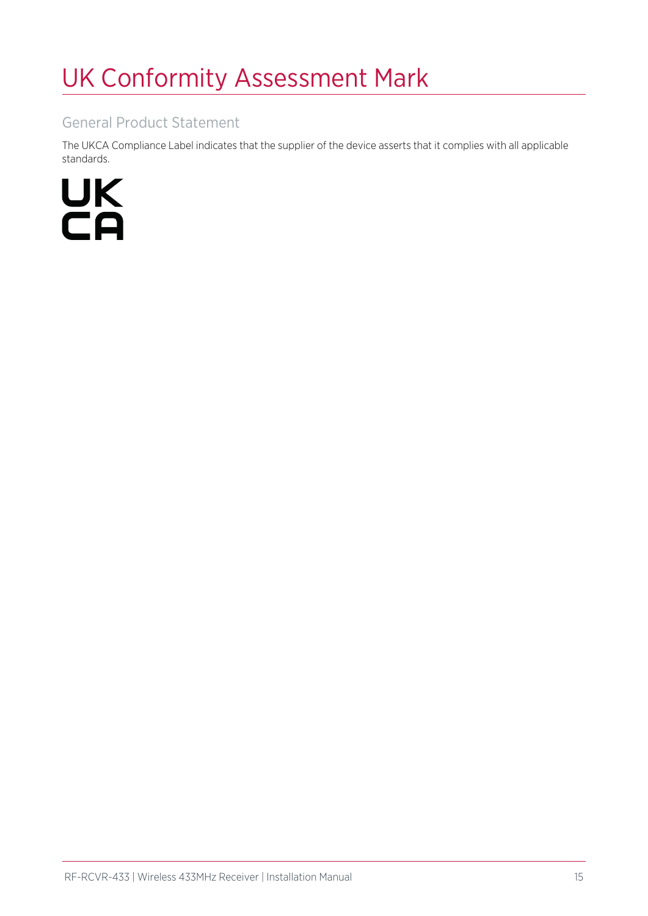# UK Conformity Assessment Mark

## General Product Statement

The UKCA Compliance Label indicates that the supplier of the device asserts that it complies with all applicable standards.

UK
CA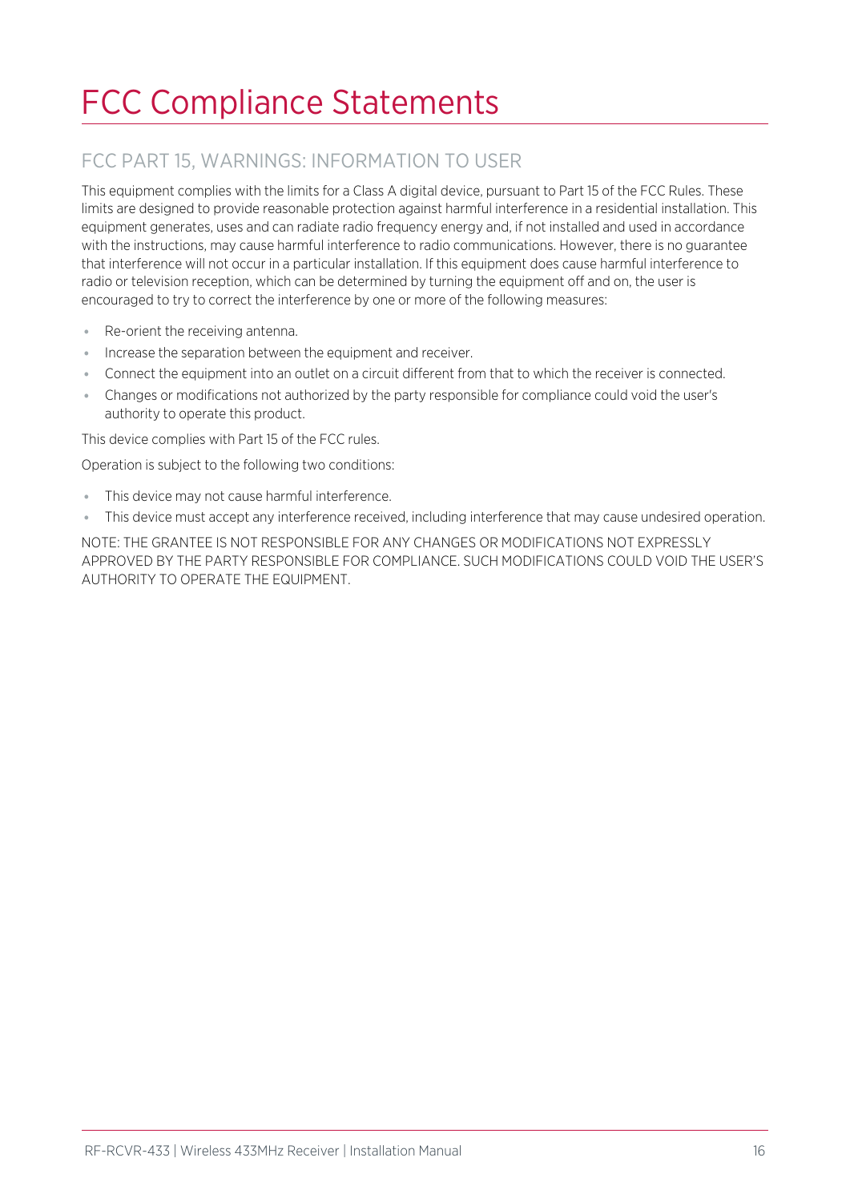# FCC Compliance Statements

## FCC PART 15, WARNINGS: INFORMATION TO USER

This equipment complies with the limits for a Class A digital device, pursuant to Part 15 of the FCC Rules. These limits are designed to provide reasonable protection against harmful interference in a residential installation. This equipment generates, uses and can radiate radio frequency energy and, if not installed and used in accordance with the instructions, may cause harmful interference to radio communications. However, there is no guarantee that interference will not occur in a particular installation. If this equipment does cause harmful interference to radio or television reception, which can be determined by turning the equipment off and on, the user is encouraged to try to correct the interference by one or more of the following measures:

- Re-orient the receiving antenna.
- Increase the separation between the equipment and receiver.
- Connect the equipment into an outlet on a circuit different from that to which the receiver is connected.
- Changes or modifications not authorized by the party responsible for compliance could void the user's authority to operate this product.

This device complies with Part 15 of the FCC rules.

Operation is subject to the following two conditions:

- This device may not cause harmful interference.
- This device must accept any interference received, including interference that may cause undesired operation.

NOTE: THE GRANTEE IS NOT RESPONSIBLE FOR ANY CHANGES OR MODIFICATIONS NOT EXPRESSLY APPROVED BY THE PARTY RESPONSIBLE FOR COMPLIANCE. SUCH MODIFICATIONS COULD VOID THE USER'S AUTHORITY TO OPERATE THE EQUIPMENT.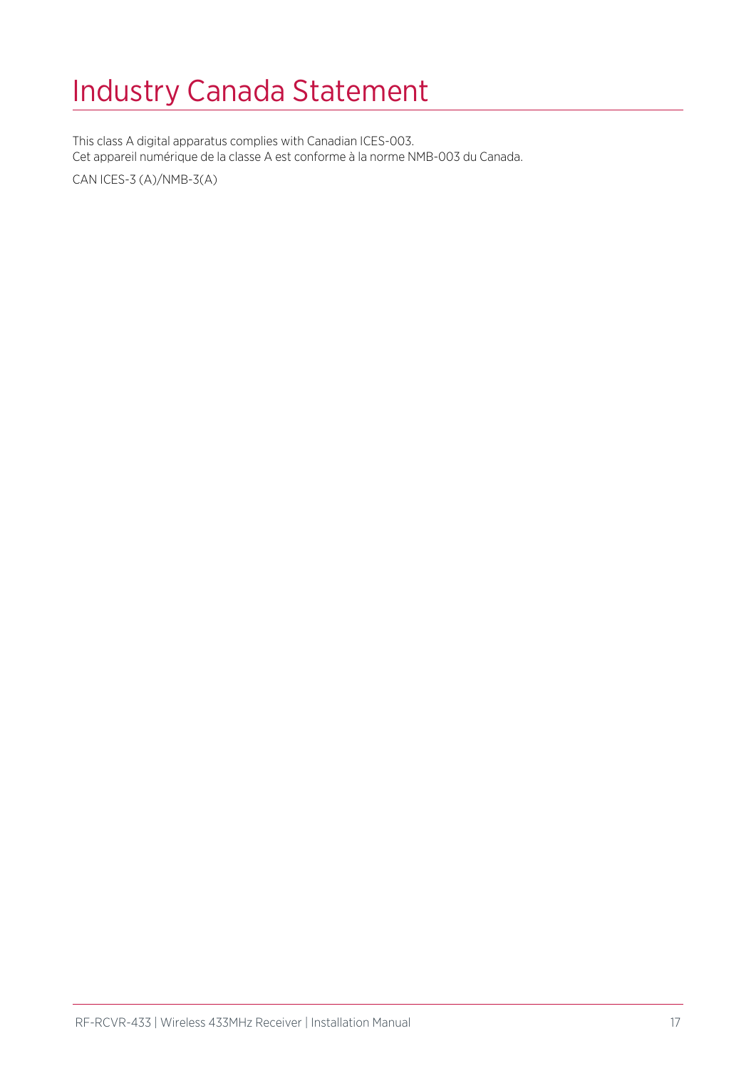# Industry Canada Statement

This class A digital apparatus complies with Canadian ICES-003.
Cet appareil numérique de la classe A est conforme à la norme NMB-003 du Canada.

CAN ICES-3 (A)/NMB-3(A)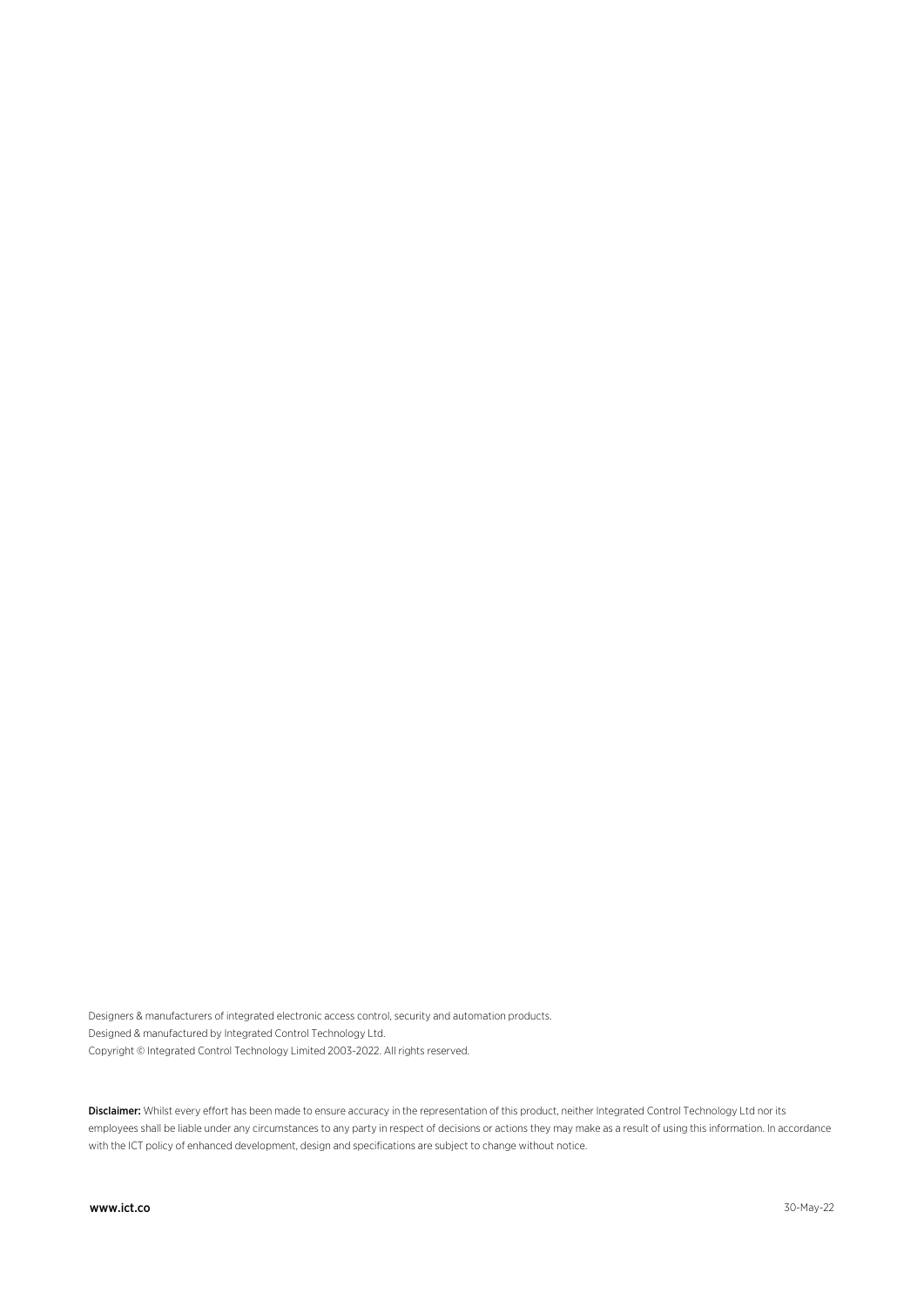Designers & manufacturers of integrated electronic access control, security and automation products.

Designed & manufactured by Integrated Control Technology Ltd.

Copyright © Integrated Control Technology Limited 2003-2022. All rights reserved.

**Disclaimer:** Whilst every effort has been made to ensure accuracy in the representation of this product, neither Integrated Control Technology Ltd nor its employees shall be liable under any circumstances to any party in respect of decisions or actions they may make as a result of using this information. In accordance with the ICT policy of enhanced development, design and specifications are subject to change without notice.

**www.ict.co** 30-May-22